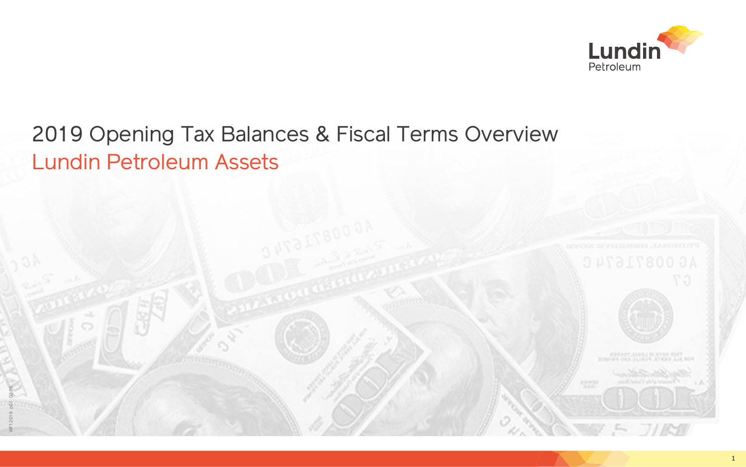# 2019 Opening Tax Balances & Fiscal Terms Overview

## Lundin Petroleum Assets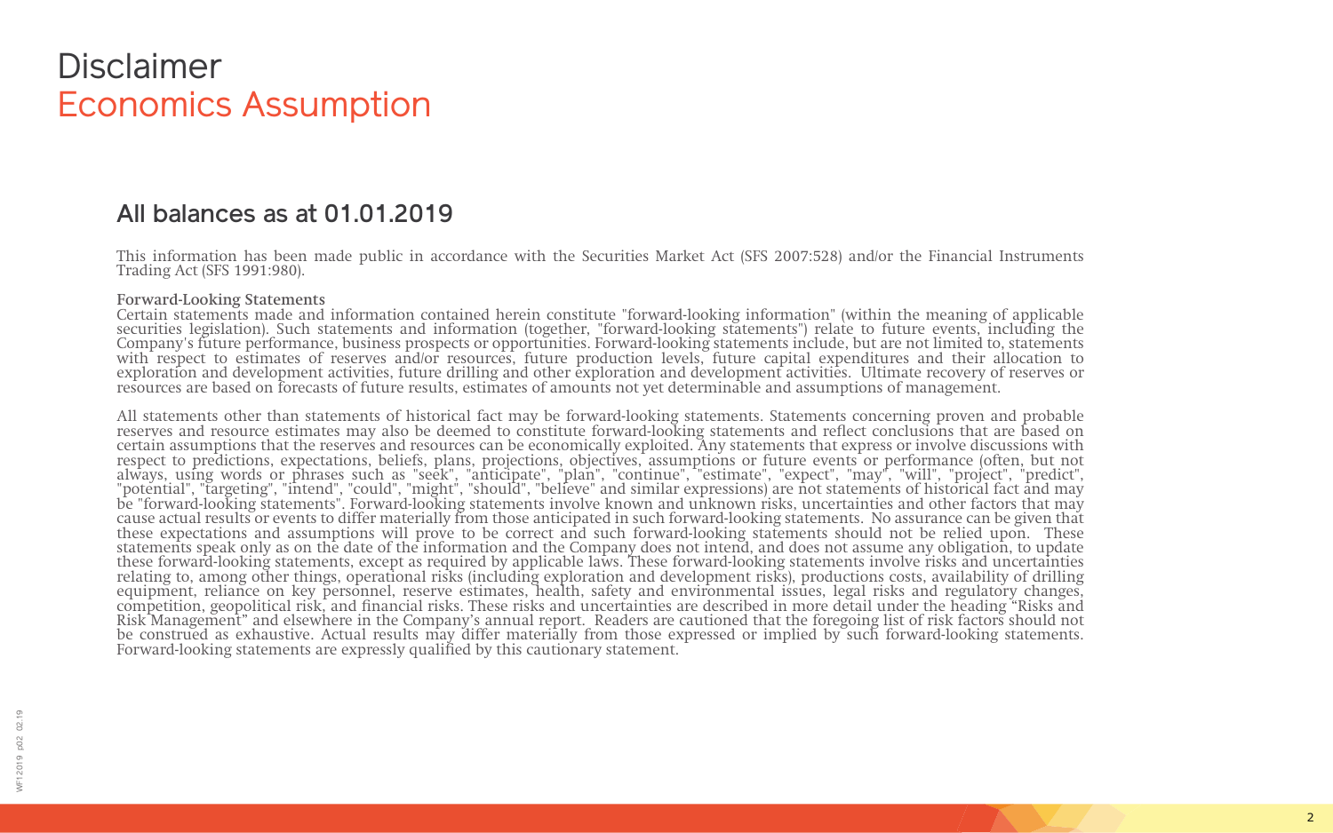# Disclaimer

# Economics Assumption

## All balances as at 01.01.2019

This information has been made public in accordance with the Securities Market Act (SFS 2007:528) and/or the Financial Instruments Trading Act (SFS 1991:980).

**Forward-Looking Statements**

Certain statements made and information contained herein constitute "forward-looking information" (within the meaning of applicable securities legislation). Such statements and information (together, "forward-looking statements") relate to future events, including the Company's future performance, business prospects or opportunities. Forward-looking statements include, but are not limited to, statements with respect to estimates of reserves and/or resources, future production levels, future capital expenditures and their allocation to exploration and development activities, future drilling and other exploration and development activities. Ultimate recovery of reserves or resources are based on forecasts of future results, estimates of amounts not yet determinable and assumptions of management.

All statements other than statements of historical fact may be forward-looking statements. Statements concerning proven and probable reserves and resource estimates may also be deemed to constitute forward-looking statements and reflect conclusions that are based on certain assumptions that the reserves and resources can be economically exploited. Any statements that express or involve discussions with respect to predictions, expectations, beliefs, plans, projections, objectives, assumptions or future events or performance (often, but not always, using words or phrases such as "seek", "anticipate", "plan", "continue", "estimate", "expect", "may", "will", "project", "predict", "potential", "targeting", "intend", "could", "might", "should", "believe" and similar expressions) are not statements of historical fact and may be "forward-looking statements". Forward-looking statements involve known and unknown risks, uncertainties and other factors that may cause actual results or events to differ materially from those anticipated in such forward-looking statements. No assurance can be given that these expectations and assumptions will prove to be correct and such forward-looking statements should not be relied upon. These statements speak only as on the date of the information and the Company does not intend, and does not assume any obligation, to update these forward-looking statements, except as required by applicable laws. These forward-looking statements involve risks and uncertainties relating to, among other things, operational risks (including exploration and development risks), productions costs, availability of drilling equipment, reliance on key personnel, reserve estimates, health, safety and environmental issues, legal risks and regulatory changes, competition, geopolitical risk, and financial risks. These risks and uncertainties are described in more detail under the heading "Risks and Risk Management" and elsewhere in the Company's annual report. Readers are cautioned that the foregoing list of risk factors should not be construed as exhaustive. Actual results may differ materially from those expressed or implied by such forward-looking statements. Forward-looking statements are expressly qualified by this cautionary statement.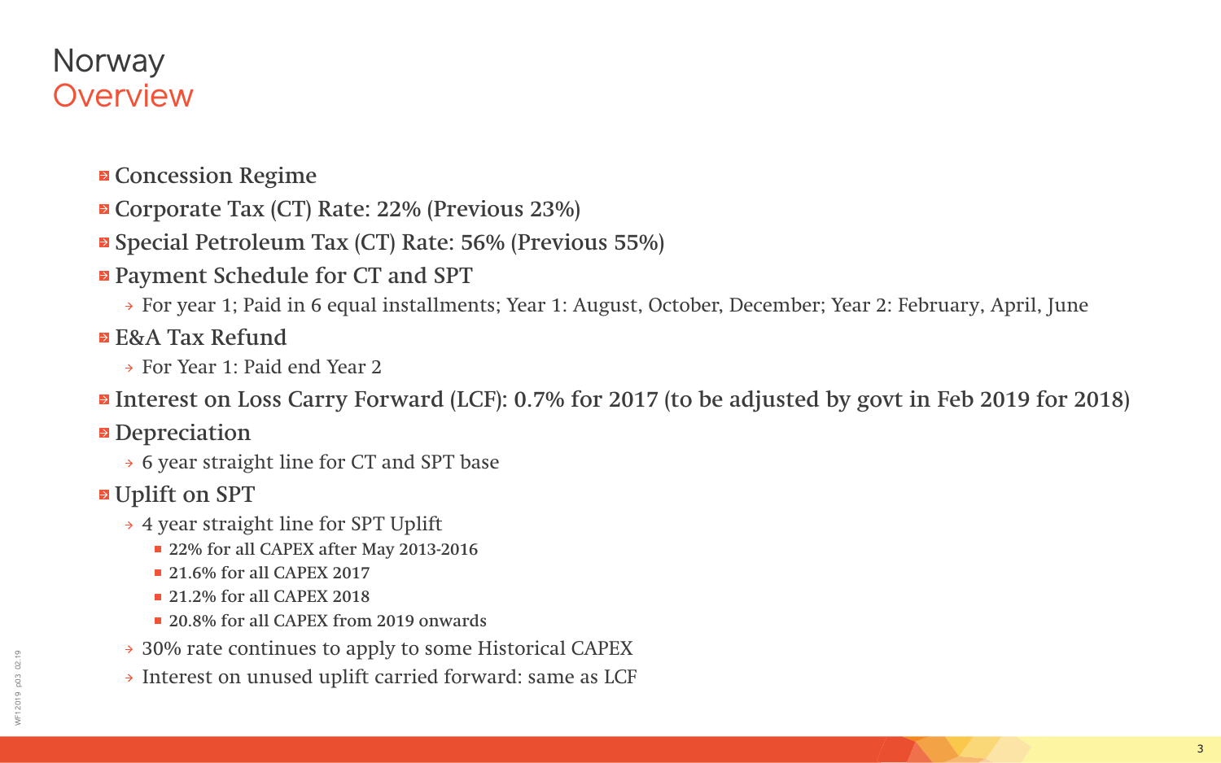# Norway
## Overview

- Concession Regime
- Corporate Tax (CT) Rate: 22% (Previous 23%)
- Special Petroleum Tax (CT) Rate: 56% (Previous 55%)
- Payment Schedule for CT and SPT
  - For year 1; Paid in 6 equal installments; Year 1: August, October, December; Year 2: February, April, June
- E&A Tax Refund
  - For Year 1: Paid end Year 2
- Interest on Loss Carry Forward (LCF): 0.7% for 2017 (to be adjusted by govt in Feb 2019 for 2018)
- Depreciation
  - 6 year straight line for CT and SPT base
- Uplift on SPT
  - 4 year straight line for SPT Uplift
    - 22% for all CAPEX after May 2013-2016
    - 21.6% for all CAPEX 2017
    - 21.2% for all CAPEX 2018
    - 20.8% for all CAPEX from 2019 onwards
  - 30% rate continues to apply to some Historical CAPEX
  - Interest on unused uplift carried forward: same as LCF

WF12019 p03 02.19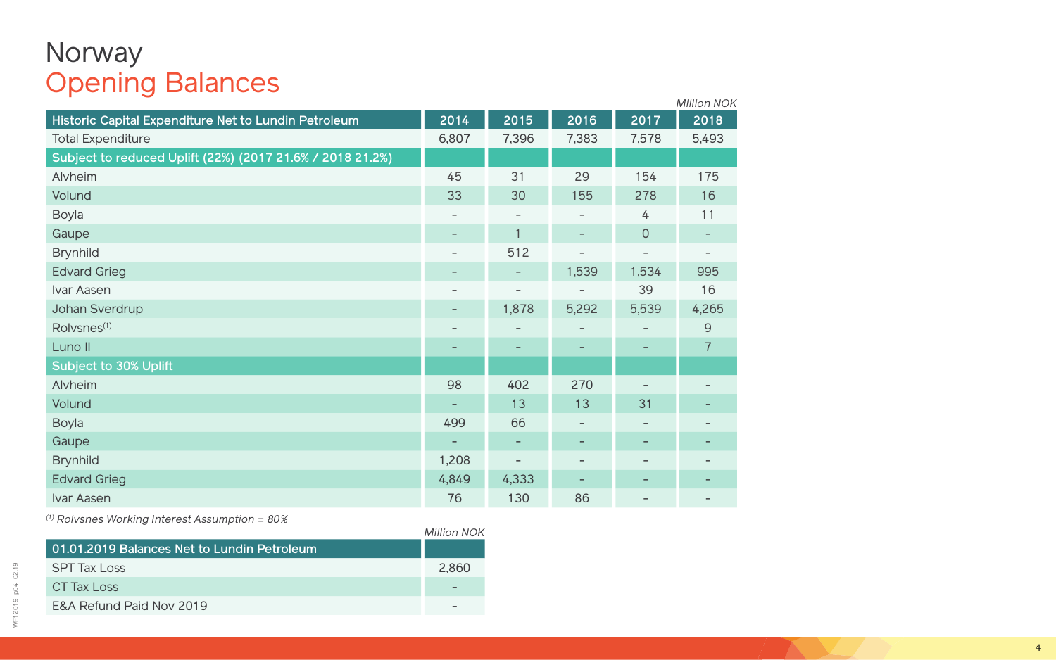# Norway
## Opening Balances

*Million NOK*

| Historic Capital Expenditure Net to Lundin Petroleum | 2014 | 2015 | 2016 | 2017 | 2018 |
|---|---|---|---|---|---|
| Total Expenditure | 6,807 | 7,396 | 7,383 | 7,578 | 5,493 |
| **Subject to reduced Uplift (22%) (2017 21.6% / 2018 21.2%)** | | | | | |
| Alvheim | 45 | 31 | 29 | 154 | 175 |
| Volund | 33 | 30 | 155 | 278 | 16 |
| Boyla | – | – | – | 4 | 11 |
| Gaupe | – | 1 | – | 0 | – |
| Brynhild | – | 512 | – | – | – |
| Edvard Grieg | – | – | 1,539 | 1,534 | 995 |
| Ivar Aasen | – | – | – | 39 | 16 |
| Johan Sverdrup | – | 1,878 | 5,292 | 5,539 | 4,265 |
| Rolvsnes[1] | – | – | – | – | 9 |
| Luno II | – | – | – | – | 7 |
| **Subject to 30% Uplift** | | | | | |
| Alvheim | 98 | 402 | 270 | – | – |
| Volund | – | 13 | 13 | 31 | – |
| Boyla | 499 | 66 | – | – | – |
| Gaupe | – | – | – | – | – |
| Brynhild | 1,208 | – | – | – | – |
| Edvard Grieg | 4,849 | 4,333 | – | – | – |
| Ivar Aasen | 76 | 130 | 86 | – | – |

*[1] Rolvsnes Working Interest Assumption = 80%*

*Million NOK*

| 01.01.2019 Balances Net to Lundin Petroleum | |
|---|---|
| SPT Tax Loss | 2,860 |
| CT Tax Loss | – |
| E&A Refund Paid Nov 2019 | – |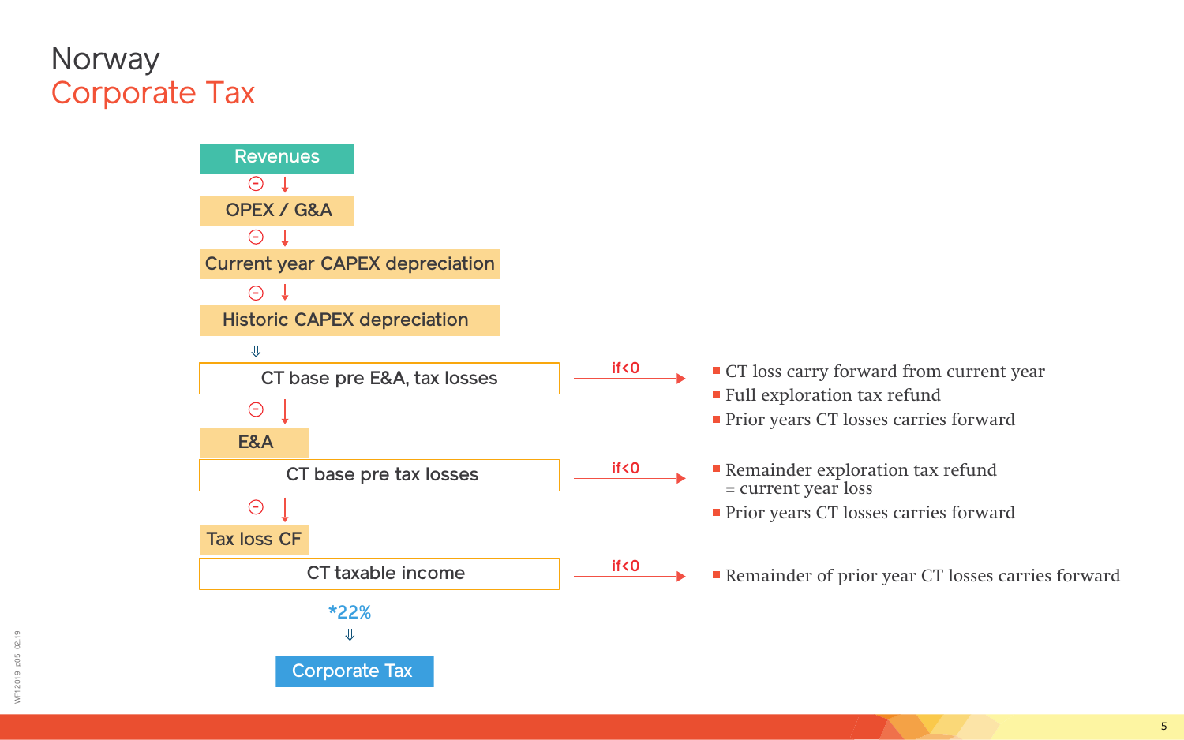# Norway

## Corporate Tax

Revenues

⊖ ↓

OPEX / G&A

⊖ ↓

Current year CAPEX depreciation

⊖ ↓

Historic CAPEX depreciation

⇓

CT base pre E&A, tax losses — if<0 →

- CT loss carry forward from current year
- Full exploration tax refund
- Prior years CT losses carries forward

⊖ ↓

E&A

CT base pre tax losses — if<0 →

- Remainder exploration tax refund = current year loss
- Prior years CT losses carries forward

⊖ ↓

Tax loss CF

CT taxable income — if<0 →

- Remainder of prior year CT losses carries forward

*22%

⇓

Corporate Tax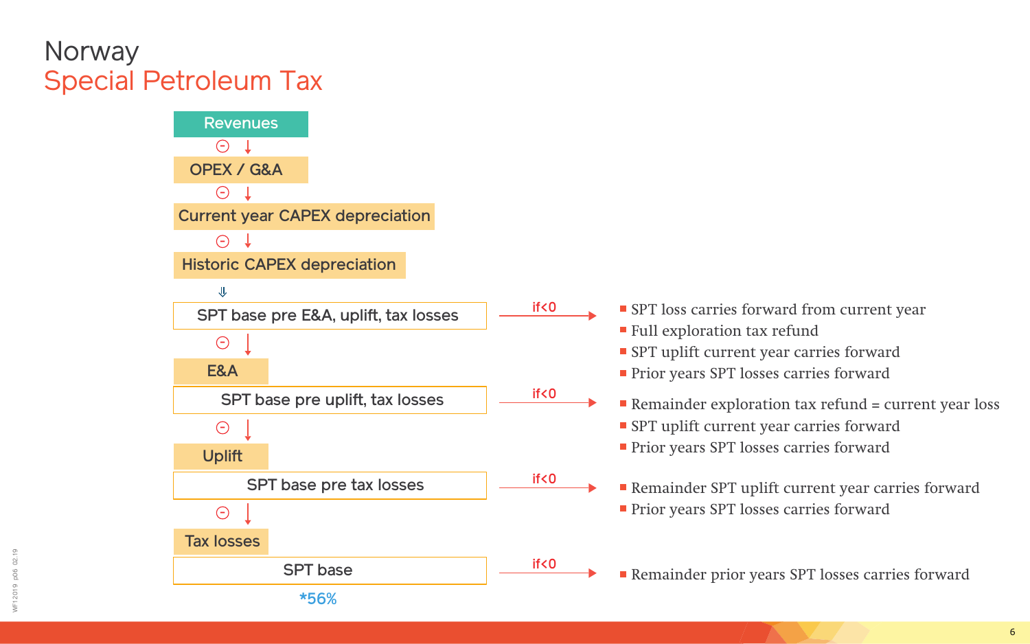# Norway

## Special Petroleum Tax

Revenues

⊖ ↓

OPEX / G&A

⊖ ↓

Current year CAPEX depreciation

⊖ ↓

Historic CAPEX depreciation

⇓

SPT base pre E&A, uplift, tax losses

if<0 →

- SPT loss carries forward from current year
- Full exploration tax refund
- SPT uplift current year carries forward
- Prior years SPT losses carries forward

⊖ ↓

E&A

SPT base pre uplift, tax losses

if<0 →

- Remainder exploration tax refund = current year loss
- SPT uplift current year carries forward
- Prior years SPT losses carries forward

⊖ ↓

Uplift

SPT base pre tax losses

if<0 →

- Remainder SPT uplift current year carries forward
- Prior years SPT losses carries forward

⊖ ↓

Tax losses

SPT base

if<0 →

- Remainder prior years SPT losses carries forward

*56%